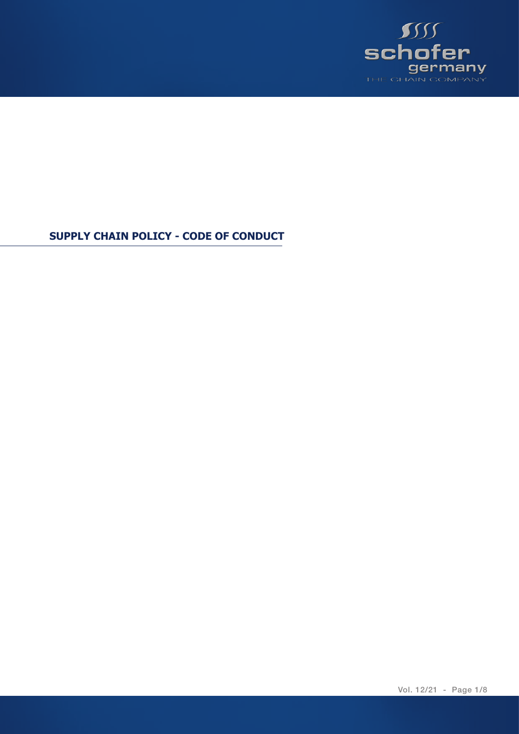# SUPPLY CHAIN POLICY - CODE OF CONDUCT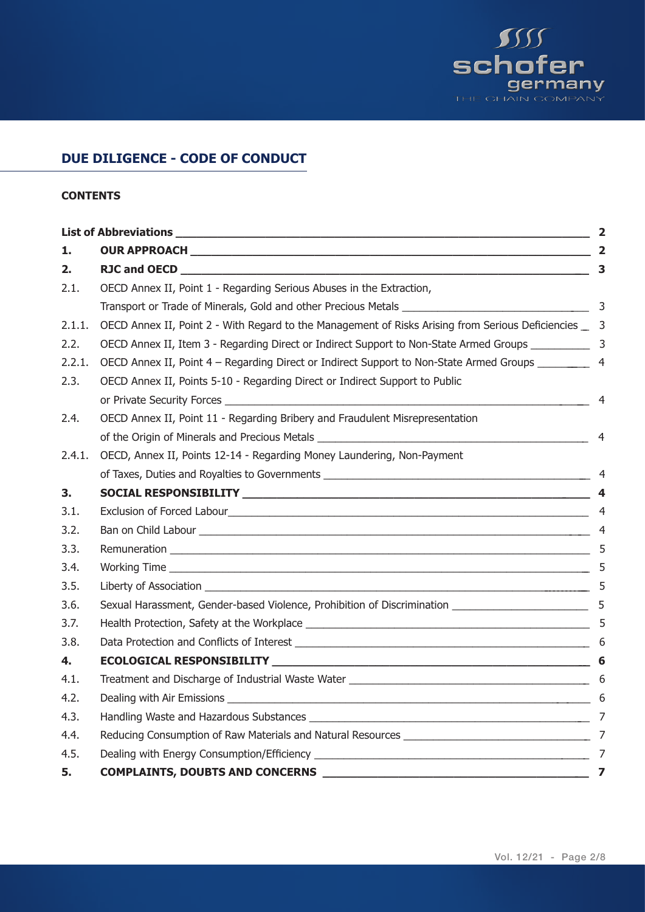## DUE DILIGENCE - CODE OF CONDUCT

### CONTENTS

| | | |
|---|---|---|
| **List of Abbreviations** | | **2** |
| **1.** | **OUR APPROACH** | **2** |
| **2.** | **RJC and OECD** | **3** |
| 2.1. | OECD Annex II, Point 1 - Regarding Serious Abuses in the Extraction, Transport or Trade of Minerals, Gold and other Precious Metals | 3 |
| 2.1.1. | OECD Annex II, Point 2 - With Regard to the Management of Risks Arising from Serious Deficiencies | 3 |
| 2.2. | OECD Annex II, Item 3 - Regarding Direct or Indirect Support to Non-State Armed Groups | 3 |
| 2.2.1. | OECD Annex II, Point 4 – Regarding Direct or Indirect Support to Non-State Armed Groups | 4 |
| 2.3. | OECD Annex II, Points 5-10 - Regarding Direct or Indirect Support to Public or Private Security Forces | 4 |
| 2.4. | OECD Annex II, Point 11 - Regarding Bribery and Fraudulent Misrepresentation of the Origin of Minerals and Precious Metals | 4 |
| 2.4.1. | OECD, Annex II, Points 12-14 - Regarding Money Laundering, Non-Payment of Taxes, Duties and Royalties to Governments | 4 |
| **3.** | **SOCIAL RESPONSIBILITY** | **4** |
| 3.1. | Exclusion of Forced Labour | 4 |
| 3.2. | Ban on Child Labour | 4 |
| 3.3. | Remuneration | 5 |
| 3.4. | Working Time | 5 |
| 3.5. | Liberty of Association | 5 |
| 3.6. | Sexual Harassment, Gender-based Violence, Prohibition of Discrimination | 5 |
| 3.7. | Health Protection, Safety at the Workplace | 5 |
| 3.8. | Data Protection and Conflicts of Interest | 6 |
| **4.** | **ECOLOGICAL RESPONSIBILITY** | **6** |
| 4.1. | Treatment and Discharge of Industrial Waste Water | 6 |
| 4.2. | Dealing with Air Emissions | 6 |
| 4.3. | Handling Waste and Hazardous Substances | 7 |
| 4.4. | Reducing Consumption of Raw Materials and Natural Resources | 7 |
| 4.5. | Dealing with Energy Consumption/Efficiency | 7 |
| **5.** | **COMPLAINTS, DOUBTS AND CONCERNS** | **7** |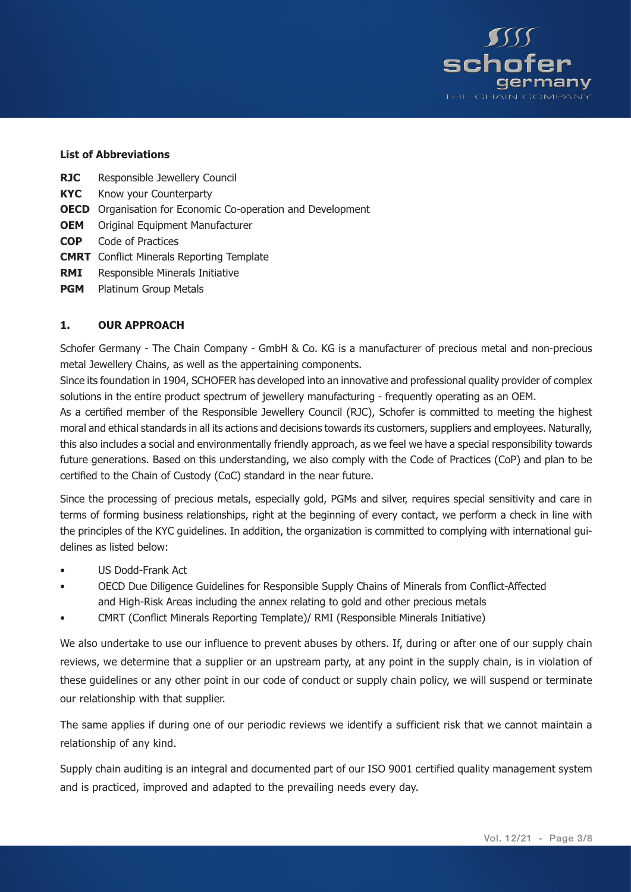**List of Abbreviations**

**RJC** Responsible Jewellery Council
**KYC** Know your Counterparty
**OECD** Organisation for Economic Co-operation and Development
**OEM** Original Equipment Manufacturer
**COP** Code of Practices
**CMRT** Conflict Minerals Reporting Template
**RMI** Responsible Minerals Initiative
**PGM** Platinum Group Metals

## 1. OUR APPROACH

Schofer Germany - The Chain Company - GmbH & Co. KG is a manufacturer of precious metal and non-precious metal Jewellery Chains, as well as the appertaining components.

Since its foundation in 1904, SCHOFER has developed into an innovative and professional quality provider of complex solutions in the entire product spectrum of jewellery manufacturing - frequently operating as an OEM.

As a certified member of the Responsible Jewellery Council (RJC), Schofer is committed to meeting the highest moral and ethical standards in all its actions and decisions towards its customers, suppliers and employees. Naturally, this also includes a social and environmentally friendly approach, as we feel we have a special responsibility towards future generations. Based on this understanding, we also comply with the Code of Practices (CoP) and plan to be certified to the Chain of Custody (CoC) standard in the near future.

Since the processing of precious metals, especially gold, PGMs and silver, requires special sensitivity and care in terms of forming business relationships, right at the beginning of every contact, we perform a check in line with the principles of the KYC guidelines. In addition, the organization is committed to complying with international guidelines as listed below:

- US Dodd-Frank Act
- OECD Due Diligence Guidelines for Responsible Supply Chains of Minerals from Conflict-Affected and High-Risk Areas including the annex relating to gold and other precious metals
- CMRT (Conflict Minerals Reporting Template)/ RMI (Responsible Minerals Initiative)

We also undertake to use our influence to prevent abuses by others. If, during or after one of our supply chain reviews, we determine that a supplier or an upstream party, at any point in the supply chain, is in violation of these guidelines or any other point in our code of conduct or supply chain policy, we will suspend or terminate our relationship with that supplier.

The same applies if during one of our periodic reviews we identify a sufficient risk that we cannot maintain a relationship of any kind.

Supply chain auditing is an integral and documented part of our ISO 9001 certified quality management system and is practiced, improved and adapted to the prevailing needs every day.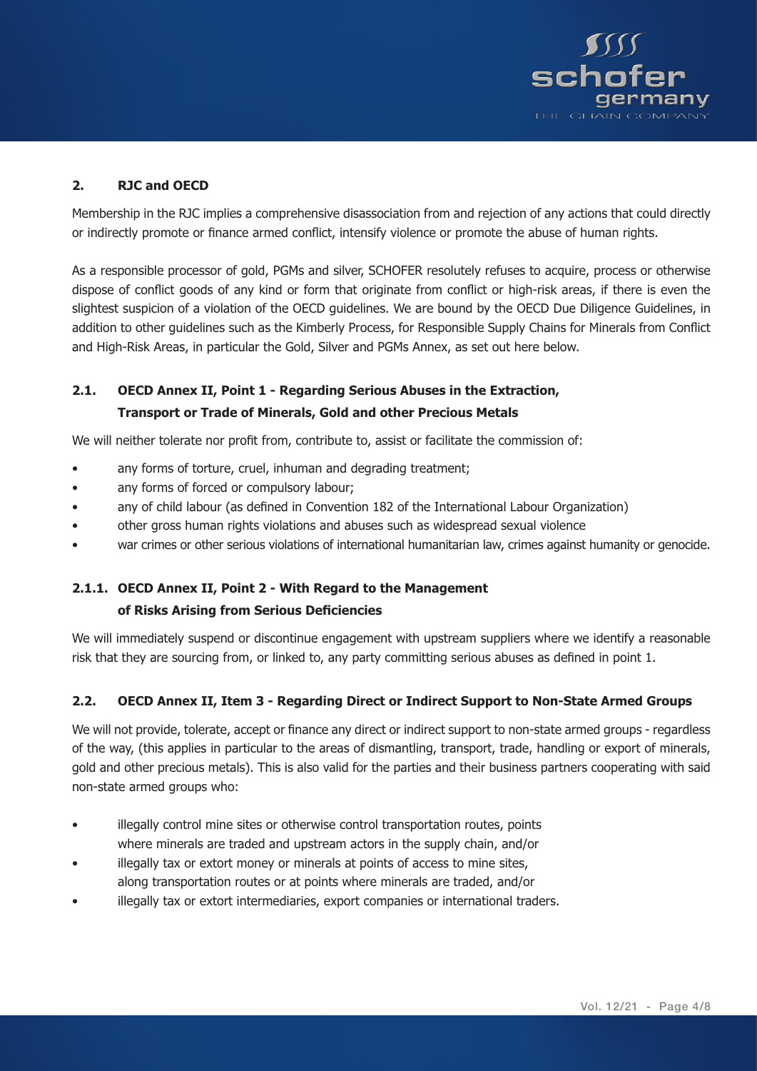## 2. RJC and OECD

Membership in the RJC implies a comprehensive disassociation from and rejection of any actions that could directly or indirectly promote or finance armed conflict, intensify violence or promote the abuse of human rights.

As a responsible processor of gold, PGMs and silver, SCHOFER resolutely refuses to acquire, process or otherwise dispose of conflict goods of any kind or form that originate from conflict or high-risk areas, if there is even the slightest suspicion of a violation of the OECD guidelines. We are bound by the OECD Due Diligence Guidelines, in addition to other guidelines such as the Kimberly Process, for Responsible Supply Chains for Minerals from Conflict and High-Risk Areas, in particular the Gold, Silver and PGMs Annex, as set out here below.

### 2.1. OECD Annex II, Point 1 - Regarding Serious Abuses in the Extraction, Transport or Trade of Minerals, Gold and other Precious Metals

We will neither tolerate nor profit from, contribute to, assist or facilitate the commission of:

- any forms of torture, cruel, inhuman and degrading treatment;
- any forms of forced or compulsory labour;
- any of child labour (as defined in Convention 182 of the International Labour Organization)
- other gross human rights violations and abuses such as widespread sexual violence
- war crimes or other serious violations of international humanitarian law, crimes against humanity or genocide.

#### 2.1.1. OECD Annex II, Point 2 - With Regard to the Management of Risks Arising from Serious Deficiencies

We will immediately suspend or discontinue engagement with upstream suppliers where we identify a reasonable risk that they are sourcing from, or linked to, any party committing serious abuses as defined in point 1.

### 2.2. OECD Annex II, Item 3 - Regarding Direct or Indirect Support to Non-State Armed Groups

We will not provide, tolerate, accept or finance any direct or indirect support to non-state armed groups - regardless of the way, (this applies in particular to the areas of dismantling, transport, trade, handling or export of minerals, gold and other precious metals). This is also valid for the parties and their business partners cooperating with said non-state armed groups who:

- illegally control mine sites or otherwise control transportation routes, points where minerals are traded and upstream actors in the supply chain, and/or
- illegally tax or extort money or minerals at points of access to mine sites, along transportation routes or at points where minerals are traded, and/or
- illegally tax or extort intermediaries, export companies or international traders.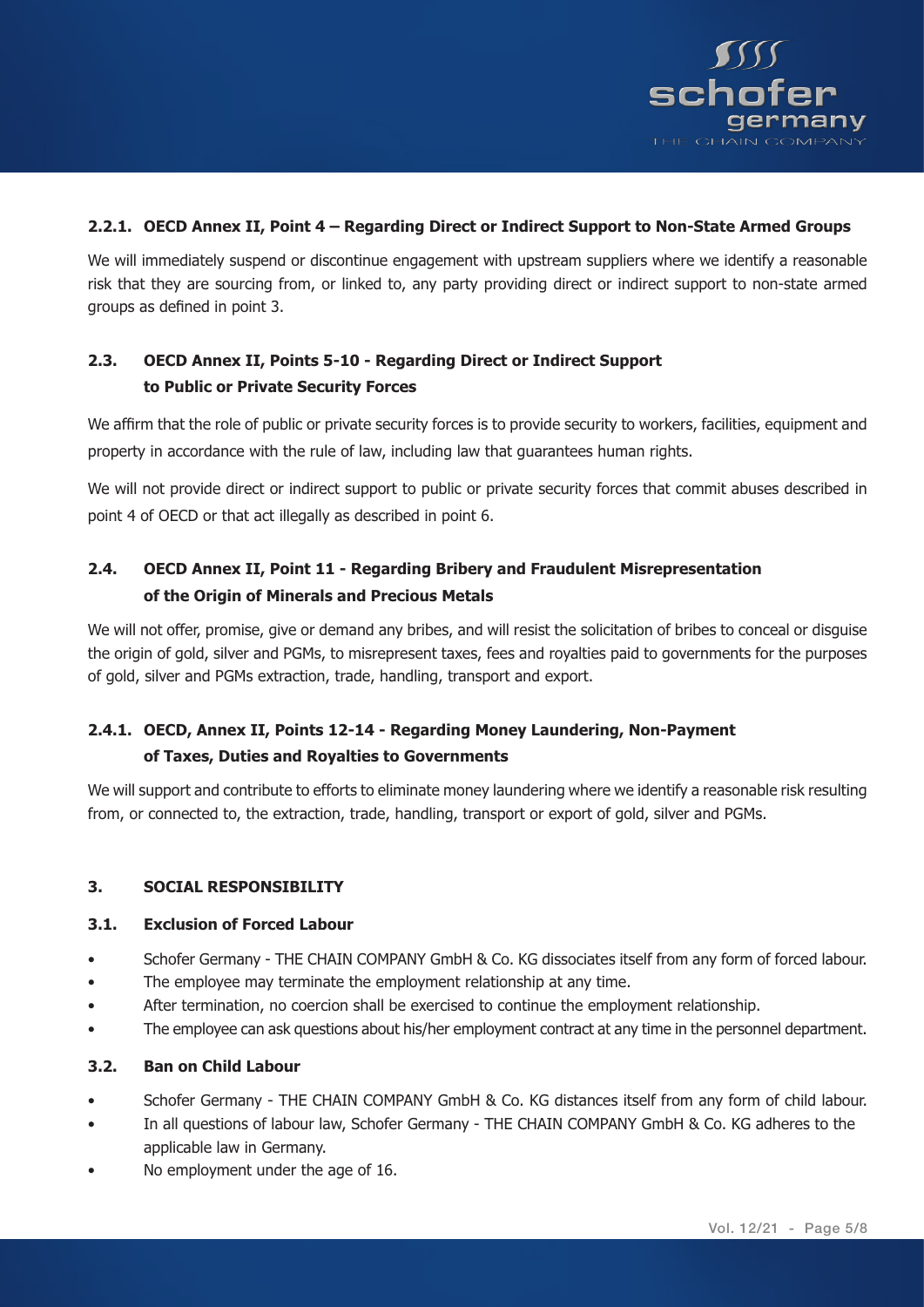#### 2.2.1. OECD Annex II, Point 4 – Regarding Direct or Indirect Support to Non-State Armed Groups

We will immediately suspend or discontinue engagement with upstream suppliers where we identify a reasonable risk that they are sourcing from, or linked to, any party providing direct or indirect support to non-state armed groups as defined in point 3.

### 2.3. OECD Annex II, Points 5-10 - Regarding Direct or Indirect Support to Public or Private Security Forces

We affirm that the role of public or private security forces is to provide security to workers, facilities, equipment and property in accordance with the rule of law, including law that guarantees human rights.

We will not provide direct or indirect support to public or private security forces that commit abuses described in point 4 of OECD or that act illegally as described in point 6.

### 2.4. OECD Annex II, Point 11 - Regarding Bribery and Fraudulent Misrepresentation of the Origin of Minerals and Precious Metals

We will not offer, promise, give or demand any bribes, and will resist the solicitation of bribes to conceal or disguise the origin of gold, silver and PGMs, to misrepresent taxes, fees and royalties paid to governments for the purposes of gold, silver and PGMs extraction, trade, handling, transport and export.

#### 2.4.1. OECD, Annex II, Points 12-14 - Regarding Money Laundering, Non-Payment of Taxes, Duties and Royalties to Governments

We will support and contribute to efforts to eliminate money laundering where we identify a reasonable risk resulting from, or connected to, the extraction, trade, handling, transport or export of gold, silver and PGMs.

## 3. SOCIAL RESPONSIBILITY

### 3.1. Exclusion of Forced Labour

- Schofer Germany - THE CHAIN COMPANY GmbH & Co. KG dissociates itself from any form of forced labour.
- The employee may terminate the employment relationship at any time.
- After termination, no coercion shall be exercised to continue the employment relationship.
- The employee can ask questions about his/her employment contract at any time in the personnel department.

### 3.2. Ban on Child Labour

- Schofer Germany - THE CHAIN COMPANY GmbH & Co. KG distances itself from any form of child labour.
- In all questions of labour law, Schofer Germany - THE CHAIN COMPANY GmbH & Co. KG adheres to the applicable law in Germany.
- No employment under the age of 16.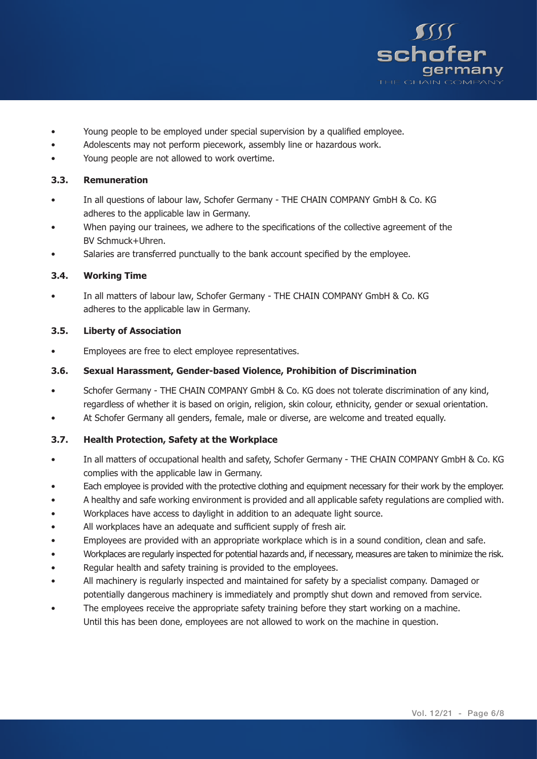- Young people to be employed under special supervision by a qualified employee.
- Adolescents may not perform piecework, assembly line or hazardous work.
- Young people are not allowed to work overtime.

### 3.3. Remuneration

- In all questions of labour law, Schofer Germany - THE CHAIN COMPANY GmbH & Co. KG adheres to the applicable law in Germany.
- When paying our trainees, we adhere to the specifications of the collective agreement of the BV Schmuck+Uhren.
- Salaries are transferred punctually to the bank account specified by the employee.

### 3.4. Working Time

- In all matters of labour law, Schofer Germany - THE CHAIN COMPANY GmbH & Co. KG adheres to the applicable law in Germany.

### 3.5. Liberty of Association

- Employees are free to elect employee representatives.

### 3.6. Sexual Harassment, Gender-based Violence, Prohibition of Discrimination

- Schofer Germany - THE CHAIN COMPANY GmbH & Co. KG does not tolerate discrimination of any kind, regardless of whether it is based on origin, religion, skin colour, ethnicity, gender or sexual orientation.
- At Schofer Germany all genders, female, male or diverse, are welcome and treated equally.

### 3.7. Health Protection, Safety at the Workplace

- In all matters of occupational health and safety, Schofer Germany - THE CHAIN COMPANY GmbH & Co. KG complies with the applicable law in Germany.
- Each employee is provided with the protective clothing and equipment necessary for their work by the employer.
- A healthy and safe working environment is provided and all applicable safety regulations are complied with.
- Workplaces have access to daylight in addition to an adequate light source.
- All workplaces have an adequate and sufficient supply of fresh air.
- Employees are provided with an appropriate workplace which is in a sound condition, clean and safe.
- Workplaces are regularly inspected for potential hazards and, if necessary, measures are taken to minimize the risk.
- Regular health and safety training is provided to the employees.
- All machinery is regularly inspected and maintained for safety by a specialist company. Damaged or potentially dangerous machinery is immediately and promptly shut down and removed from service.
- The employees receive the appropriate safety training before they start working on a machine. Until this has been done, employees are not allowed to work on the machine in question.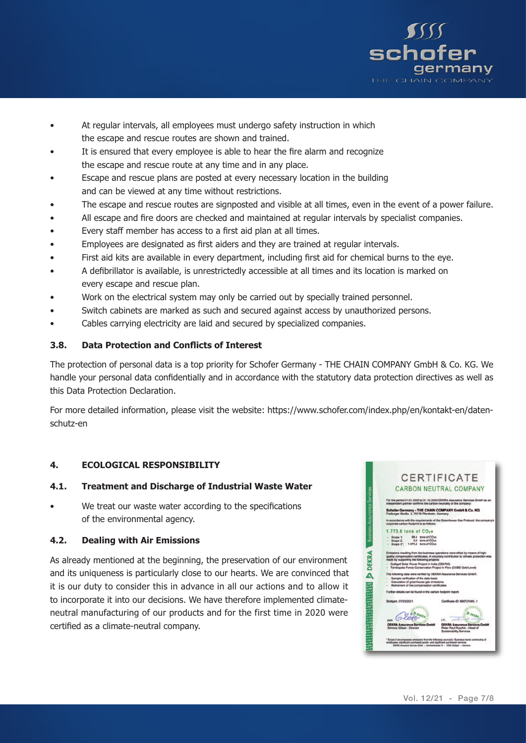- At regular intervals, all employees must undergo safety instruction in which the escape and rescue routes are shown and trained.
- It is ensured that every employee is able to hear the fire alarm and recognize the escape and rescue route at any time and in any place.
- Escape and rescue plans are posted at every necessary location in the building and can be viewed at any time without restrictions.
- The escape and rescue routes are signposted and visible at all times, even in the event of a power failure.
- All escape and fire doors are checked and maintained at regular intervals by specialist companies.
- Every staff member has access to a first aid plan at all times.
- Employees are designated as first aiders and they are trained at regular intervals.
- First aid kits are available in every department, including first aid for chemical burns to the eye.
- A defibrillator is available, is unrestrictedly accessible at all times and its location is marked on every escape and rescue plan.
- Work on the electrical system may only be carried out by specially trained personnel.
- Switch cabinets are marked as such and secured against access by unauthorized persons.
- Cables carrying electricity are laid and secured by specialized companies.

### 3.8. Data Protection and Conflicts of Interest

The protection of personal data is a top priority for Schofer Germany - THE CHAIN COMPANY GmbH & Co. KG. We handle your personal data confidentially and in accordance with the statutory data protection directives as well as this Data Protection Declaration.

For more detailed information, please visit the website: https://www.schofer.com/index.php/en/kontakt-en/datenschutz-en

## 4. ECOLOGICAL RESPONSIBILITY

### 4.1. Treatment and Discharge of Industrial Waste Water

- We treat our waste water according to the specifications of the environmental agency.

### 4.2. Dealing with Air Emissions

As already mentioned at the beginning, the preservation of our environment and its uniqueness is particularly close to our hearts. We are convinced that it is our duty to consider this in advance in all our actions and to allow it to incorporate it into our decisions. We have therefore implemented climate-neutral manufacturing of our products and for the first time in 2020 were certified as a climate-neutral company.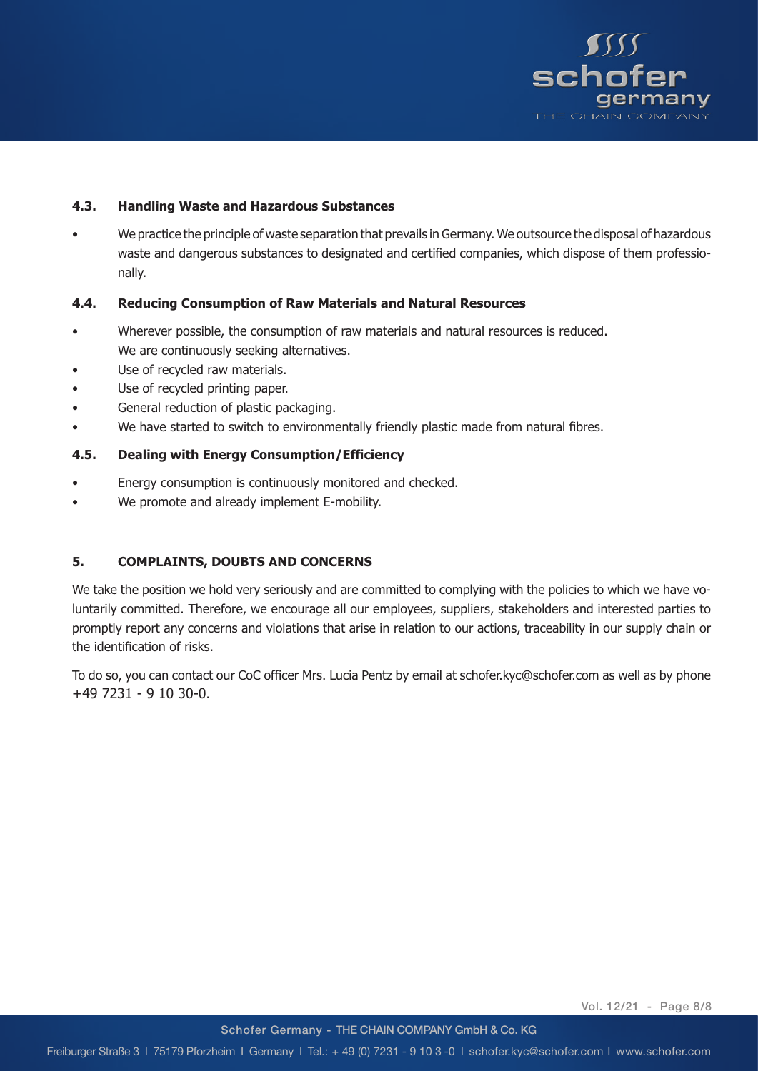### 4.3. Handling Waste and Hazardous Substances

- We practice the principle of waste separation that prevails in Germany. We outsource the disposal of hazardous waste and dangerous substances to designated and certified companies, which dispose of them professionally.

### 4.4. Reducing Consumption of Raw Materials and Natural Resources

- Wherever possible, the consumption of raw materials and natural resources is reduced. We are continuously seeking alternatives.
- Use of recycled raw materials.
- Use of recycled printing paper.
- General reduction of plastic packaging.
- We have started to switch to environmentally friendly plastic made from natural fibres.

### 4.5. Dealing with Energy Consumption/Efficiency

- Energy consumption is continuously monitored and checked.
- We promote and already implement E-mobility.

## 5. COMPLAINTS, DOUBTS AND CONCERNS

We take the position we hold very seriously and are committed to complying with the policies to which we have voluntarily committed. Therefore, we encourage all our employees, suppliers, stakeholders and interested parties to promptly report any concerns and violations that arise in relation to our actions, traceability in our supply chain or the identification of risks.

To do so, you can contact our CoC officer Mrs. Lucia Pentz by email at schofer.kyc@schofer.com as well as by phone +49 7231 - 9 10 30-0.